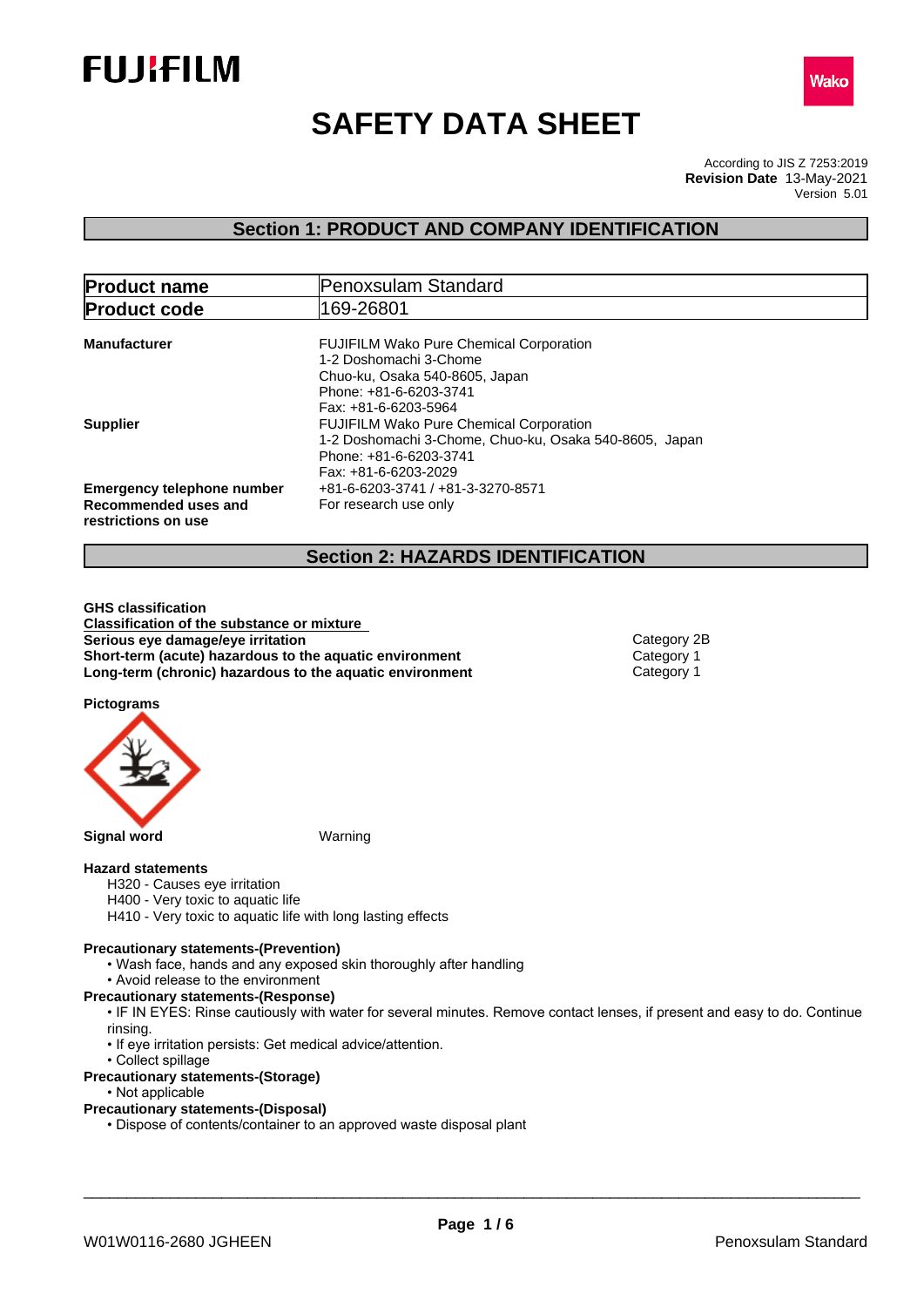# SAFETY DATA SHEET

According to JIS Z 7253:2019
**Revision Date** 13-May-2021
Version 5.01

## Section 1: PRODUCT AND COMPANY IDENTIFICATION

| | |
|---|---|
| **Product name** | Penoxsulam Standard |
| **Product code** | 169-26801 |

**Manufacturer**
FUJIFILM Wako Pure Chemical Corporation
1-2 Doshomachi 3-Chome
Chuo-ku, Osaka 540-8605, Japan
Phone: +81-6-6203-3741
Fax: +81-6-6203-5964

**Supplier**
FUJIFILM Wako Pure Chemical Corporation
1-2 Doshomachi 3-Chome, Chuo-ku, Osaka 540-8605, Japan
Phone: +81-6-6203-3741
Fax: +81-6-6203-2029

**Emergency telephone number** +81-6-6203-3741 / +81-3-3270-8571

**Recommended uses and restrictions on use** For research use only

## Section 2: HAZARDS IDENTIFICATION

**GHS classification**

**Classification of the substance or mixture**

| | |
|---|---|
| **Serious eye damage/eye irritation** | Category 2B |
| **Short-term (acute) hazardous to the aquatic environment** | Category 1 |
| **Long-term (chronic) hazardous to the aquatic environment** | Category 1 |

**Pictograms**

**Signal word** Warning

**Hazard statements**
- H320 - Causes eye irritation
- H400 - Very toxic to aquatic life
- H410 - Very toxic to aquatic life with long lasting effects

**Precautionary statements-(Prevention)**
- • Wash face, hands and any exposed skin thoroughly after handling
- • Avoid release to the environment

**Precautionary statements-(Response)**
- • IF IN EYES: Rinse cautiously with water for several minutes. Remove contact lenses, if present and easy to do. Continue rinsing.
- • If eye irritation persists: Get medical advice/attention.
- • Collect spillage

**Precautionary statements-(Storage)**
- • Not applicable

**Precautionary statements-(Disposal)**
- • Dispose of contents/container to an approved waste disposal plant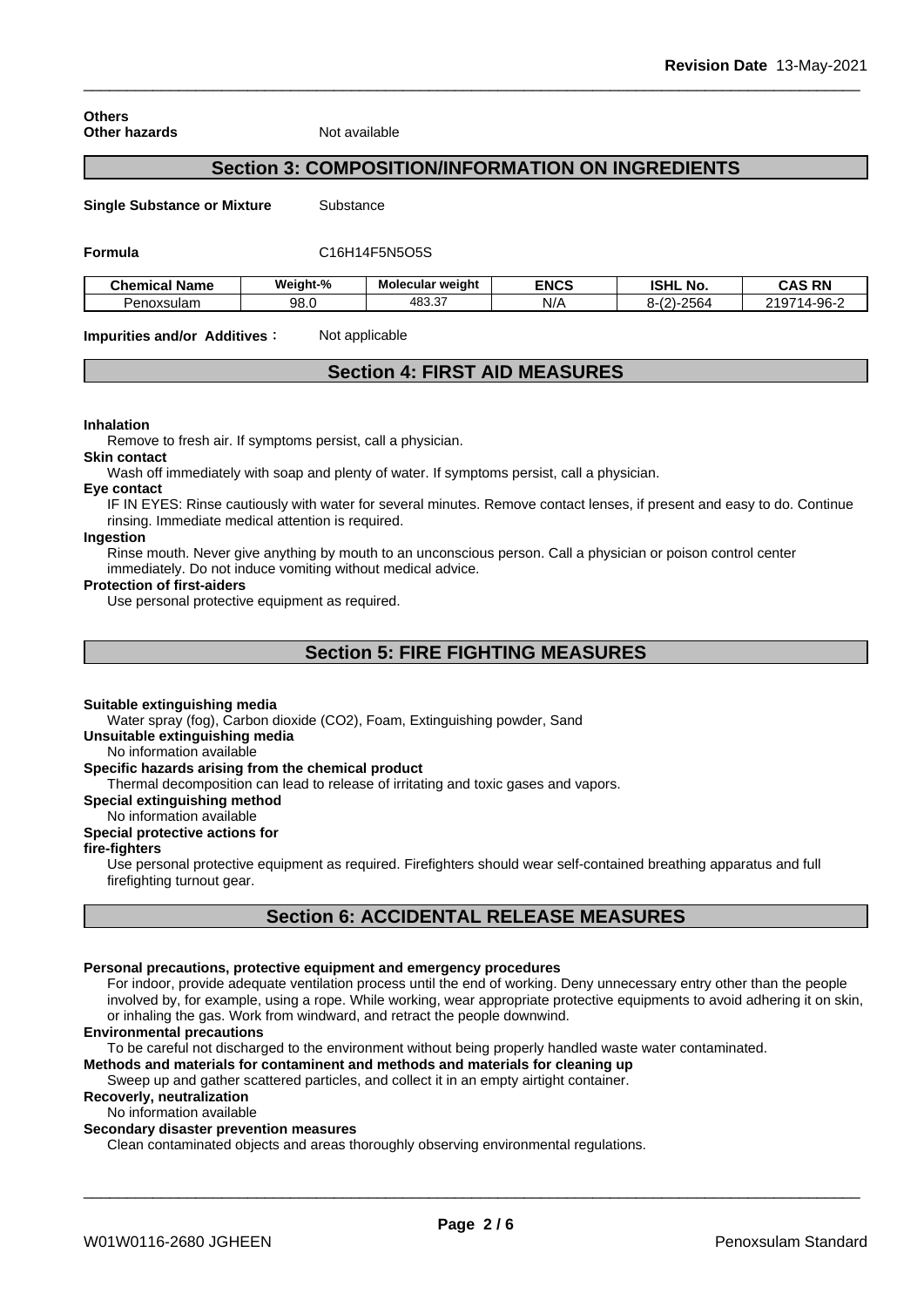**Others**
**Other hazards** Not available

## Section 3: COMPOSITION/INFORMATION ON INGREDIENTS

**Single Substance or Mixture** Substance

**Formula** $C_{16}H_{14}F_5N_5O_5S$

| Chemical Name | Weight-% | Molecular weight | ENCS | ISHL No. | CAS RN |
|---|---|---|---|---|---|
| Penoxsulam | 98.0 | 483.37 | N/A | 8-(2)-2564 | 219714-96-2 |

**Impurities and/or Additives :** Not applicable

## Section 4: FIRST AID MEASURES

**Inhalation**
Remove to fresh air. If symptoms persist, call a physician.

**Skin contact**
Wash off immediately with soap and plenty of water. If symptoms persist, call a physician.

**Eye contact**
IF IN EYES: Rinse cautiously with water for several minutes. Remove contact lenses, if present and easy to do. Continue rinsing. Immediate medical attention is required.

**Ingestion**
Rinse mouth. Never give anything by mouth to an unconscious person. Call a physician or poison control center immediately. Do not induce vomiting without medical advice.

**Protection of first-aiders**
Use personal protective equipment as required.

## Section 5: FIRE FIGHTING MEASURES

**Suitable extinguishing media**
Water spray (fog), Carbon dioxide ($CO_2$), Foam, Extinguishing powder, Sand

**Unsuitable extinguishing media**
No information available

**Specific hazards arising from the chemical product**
Thermal decomposition can lead to release of irritating and toxic gases and vapors.

**Special extinguishing method**
No information available

**Special protective actions for fire-fighters**
Use personal protective equipment as required. Firefighters should wear self-contained breathing apparatus and full firefighting turnout gear.

## Section 6: ACCIDENTAL RELEASE MEASURES

**Personal precautions, protective equipment and emergency procedures**
For indoor, provide adequate ventilation process until the end of working. Deny unnecessary entry other than the people involved by, for example, using a rope. While working, wear appropriate protective equipments to avoid adhering it on skin, or inhaling the gas. Work from windward, and retract the people downwind.

**Environmental precautions**
To be careful not discharged to the environment without being properly handled waste water contaminated.

**Methods and materials for contaminent and methods and materials for cleaning up**
Sweep up and gather scattered particles, and collect it in an empty airtight container.

**Recoverly, neutralization**
No information available

**Secondary disaster prevention measures**
Clean contaminated objects and areas thoroughly observing environmental regulations.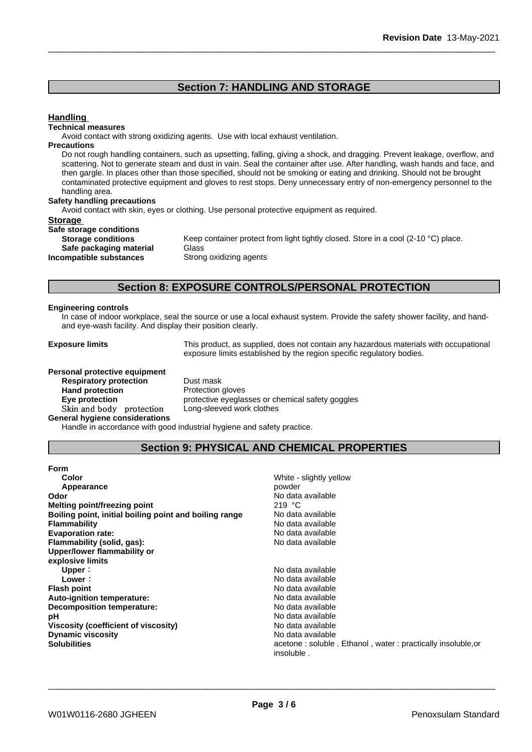## Section 7: HANDLING AND STORAGE

### Handling

**Technical measures**

Avoid contact with strong oxidizing agents. Use with local exhaust ventilation.

**Precautions**

Do not rough handling containers, such as upsetting, falling, giving a shock, and dragging. Prevent leakage, overflow, and scattering. Not to generate steam and dust in vain. Seal the container after use. After handling, wash hands and face, and then gargle. In places other than those specified, should not be smoking or eating and drinking. Should not be brought contaminated protective equipment and gloves to rest stops. Deny unnecessary entry of non-emergency personnel to the handling area.

**Safety handling precautions**

Avoid contact with skin, eyes or clothing. Use personal protective equipment as required.

### Storage

**Safe storage conditions**

**Storage conditions** Keep container protect from light tightly closed. Store in a cool (2-10 °C) place.

**Safe packaging material** Glass

**Incompatible substances** Strong oxidizing agents

## Section 8: EXPOSURE CONTROLS/PERSONAL PROTECTION

**Engineering controls**

In case of indoor workplace, seal the source or use a local exhaust system. Provide the safety shower facility, and hand-and eye-wash facility. And display their position clearly.

**Exposure limits** This product, as supplied, does not contain any hazardous materials with occupational exposure limits established by the region specific regulatory bodies.

**Personal protective equipment**

**Respiratory protection** Dust mask

**Hand protection** Protection gloves

**Eye protection** protective eyeglasses or chemical safety goggles

**Skin and body protection** Long-sleeved work clothes

**General hygiene considerations**

Handle in accordance with good industrial hygiene and safety practice.

## Section 9: PHYSICAL AND CHEMICAL PROPERTIES

| Property | Value |
|---|---|
| **Form** | |
| **Color** | White - slightly yellow |
| **Appearance** | powder |
| **Odor** | No data available |
| **Melting point/freezing point** | 219 °C |
| **Boiling point, initial boiling point and boiling range** | No data available |
| **Flammability** | No data available |
| **Evaporation rate:** | No data available |
| **Flammability (solid, gas):** | No data available |
| **Upper/lower flammability or explosive limits** | |
| **Upper**： | No data available |
| **Lower**： | No data available |
| **Flash point** | No data available |
| **Auto-ignition temperature:** | No data available |
| **Decomposition temperature:** | No data available |
| **pH** | No data available |
| **Viscosity (coefficient of viscosity)** | No data available |
| **Dynamic viscosity** | No data available |
| **Solubilities** | acetone : soluble . Ethanol , water : practically insoluble,or insoluble . |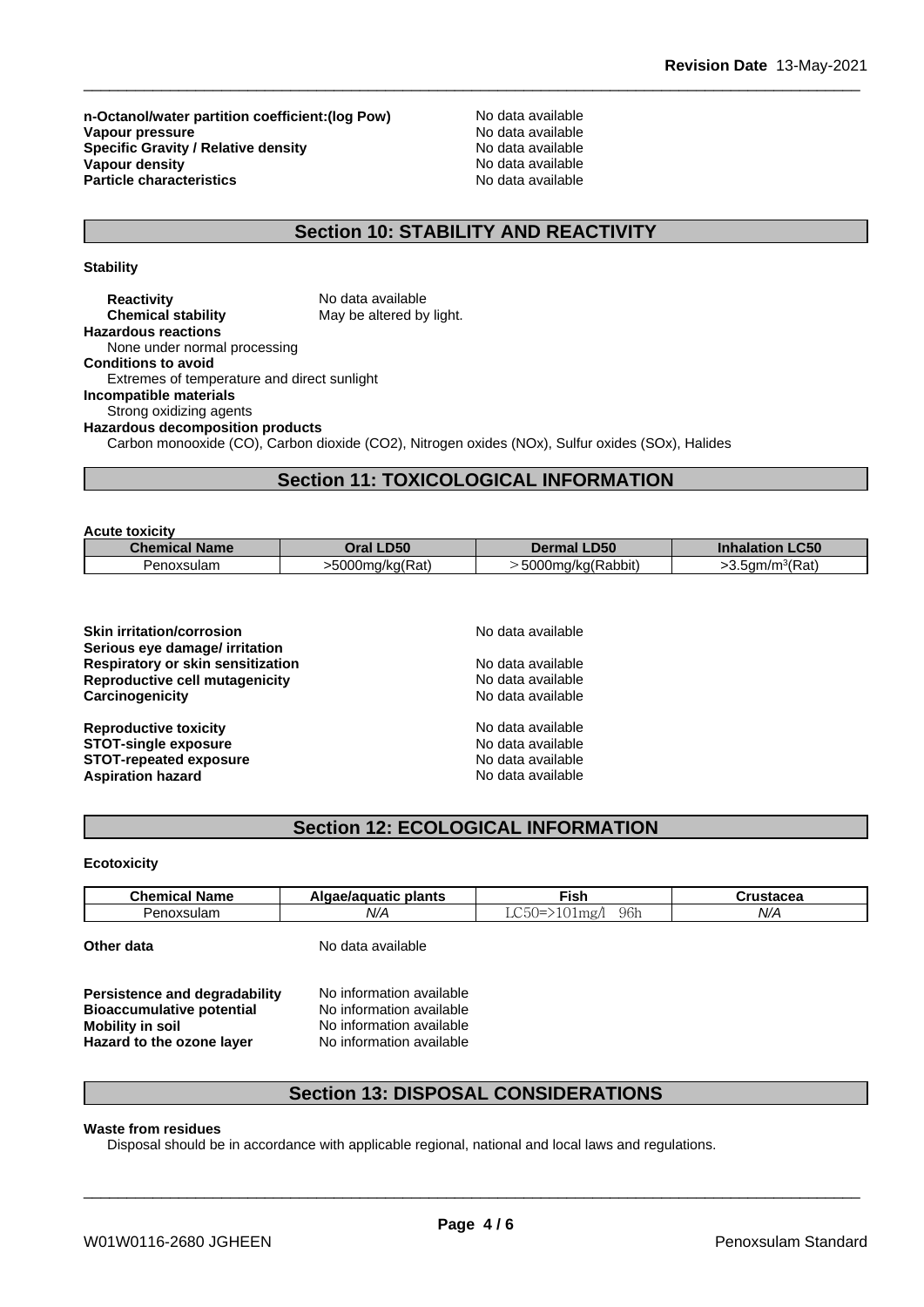| | |
|---|---|
| **n-Octanol/water partition coefficient:(log Pow)** | No data available |
| **Vapour pressure** | No data available |
| **Specific Gravity / Relative density** | No data available |
| **Vapour density** | No data available |
| **Particle characteristics** | No data available |

## Section 10: STABILITY AND REACTIVITY

**Stability**

**Reactivity** No data available
**Chemical stability** May be altered by light.

**Hazardous reactions**
None under normal processing

**Conditions to avoid**
Extremes of temperature and direct sunlight

**Incompatible materials**
Strong oxidizing agents

**Hazardous decomposition products**
Carbon monooxide (CO), Carbon dioxide ($CO_2$), Nitrogen oxides (NOx), Sulfur oxides (SOx), Halides

## Section 11: TOXICOLOGICAL INFORMATION

**Acute toxicity**

| Chemical Name | Oral LD50 | Dermal LD50 | Inhalation LC50 |
|---|---|---|---|
| Penoxsulam | >5000mg/kg(Rat) | ＞5000mg/kg(Rabbit) | >3.5gm/m³(Rat) |

| | |
|---|---|
| **Skin irritation/corrosion** | No data available |
| **Serious eye damage/ irritation** | |
| **Respiratory or skin sensitization** | No data available |
| **Reproductive cell mutagenicity** | No data available |
| **Carcinogenicity** | No data available |
| **Reproductive toxicity** | No data available |
| **STOT-single exposure** | No data available |
| **STOT-repeated exposure** | No data available |
| **Aspiration hazard** | No data available |

## Section 12: ECOLOGICAL INFORMATION

**Ecotoxicity**

| Chemical Name | Algae/aquatic plants | Fish | Crustacea |
|---|---|---|---|
| Penoxsulam | N/A | LC50=>101mg/l 96h | N/A |

**Other data** No data available

| | |
|---|---|
| **Persistence and degradability** | No information available |
| **Bioaccumulative potential** | No information available |
| **Mobility in soil** | No information available |
| **Hazard to the ozone layer** | No information available |

## Section 13: DISPOSAL CONSIDERATIONS

**Waste from residues**
Disposal should be in accordance with applicable regional, national and local laws and regulations.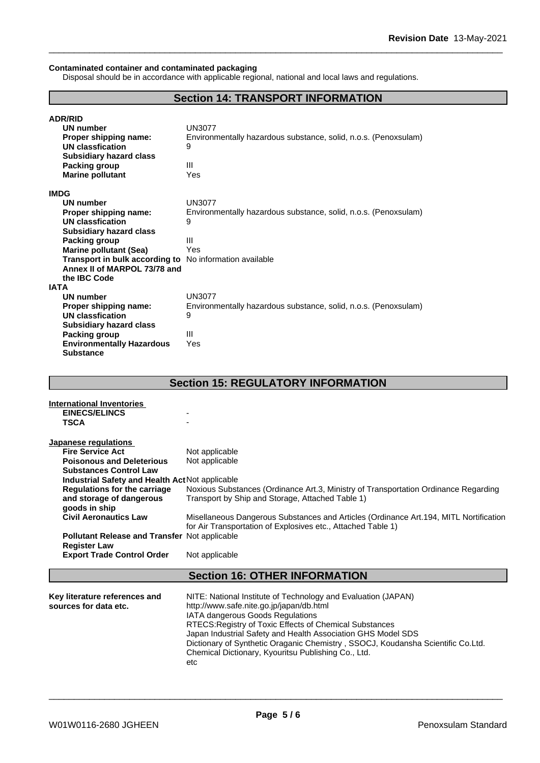**Contaminated container and contaminated packaging**

Disposal should be in accordance with applicable regional, national and local laws and regulations.

## Section 14: TRANSPORT INFORMATION

**ADR/RID**

| | |
|---|---|
| **UN number** | UN3077 |
| **Proper shipping name:** | Environmentally hazardous substance, solid, n.o.s. (Penoxsulam) |
| **UN classfication** | 9 |
| **Subsidiary hazard class** | |
| **Packing group** | III |
| **Marine pollutant** | Yes |

**IMDG**

| | |
|---|---|
| **UN number** | UN3077 |
| **Proper shipping name:** | Environmentally hazardous substance, solid, n.o.s. (Penoxsulam) |
| **UN classfication** | 9 |
| **Subsidiary hazard class** | |
| **Packing group** | III |
| **Marine pollutant (Sea)** | Yes |
| **Transport in bulk according to Annex II of MARPOL 73/78 and the IBC Code** | No information available |

**IATA**

| | |
|---|---|
| **UN number** | UN3077 |
| **Proper shipping name:** | Environmentally hazardous substance, solid, n.o.s. (Penoxsulam) |
| **UN classfication** | 9 |
| **Subsidiary hazard class** | |
| **Packing group** | III |
| **Environmentally Hazardous Substance** | Yes |

## Section 15: REGULATORY INFORMATION

**International Inventories**

| | |
|---|---|
| **EINECS/ELINCS** | - |
| **TSCA** | - |

**Japanese regulations**

| | |
|---|---|
| **Fire Service Act** | Not applicable |
| **Poisonous and Deleterious Substances Control Law** | Not applicable |
| **Industrial Safety and Health Act** | Not applicable |
| **Regulations for the carriage and storage of dangerous goods in ship** | Noxious Substances (Ordinance Art.3, Ministry of Transportation Ordinance Regarding Transport by Ship and Storage, Attached Table 1) |
| **Civil Aeronautics Law** | Misellaneous Dangerous Substances and Articles (Ordinance Art.194, MITL Nortification for Air Transportation of Explosives etc., Attached Table 1) |
| **Pollutant Release and Transfer Register Law** | Not applicable |
| **Export Trade Control Order** | Not applicable |

## Section 16: OTHER INFORMATION

**Key literature references and sources for data etc.**

NITE: National Institute of Technology and Evaluation (JAPAN)
http://www.safe.nite.go.jp/japan/db.html
IATA dangerous Goods Regulations
RTECS:Registry of Toxic Effects of Chemical Substances
Japan Industrial Safety and Health Association GHS Model SDS
Dictionary of Synthetic Oraganic Chemistry , SSOCJ, Koudansha Scientific Co.Ltd.
Chemical Dictionary, Kyouritsu Publishing Co., Ltd.
etc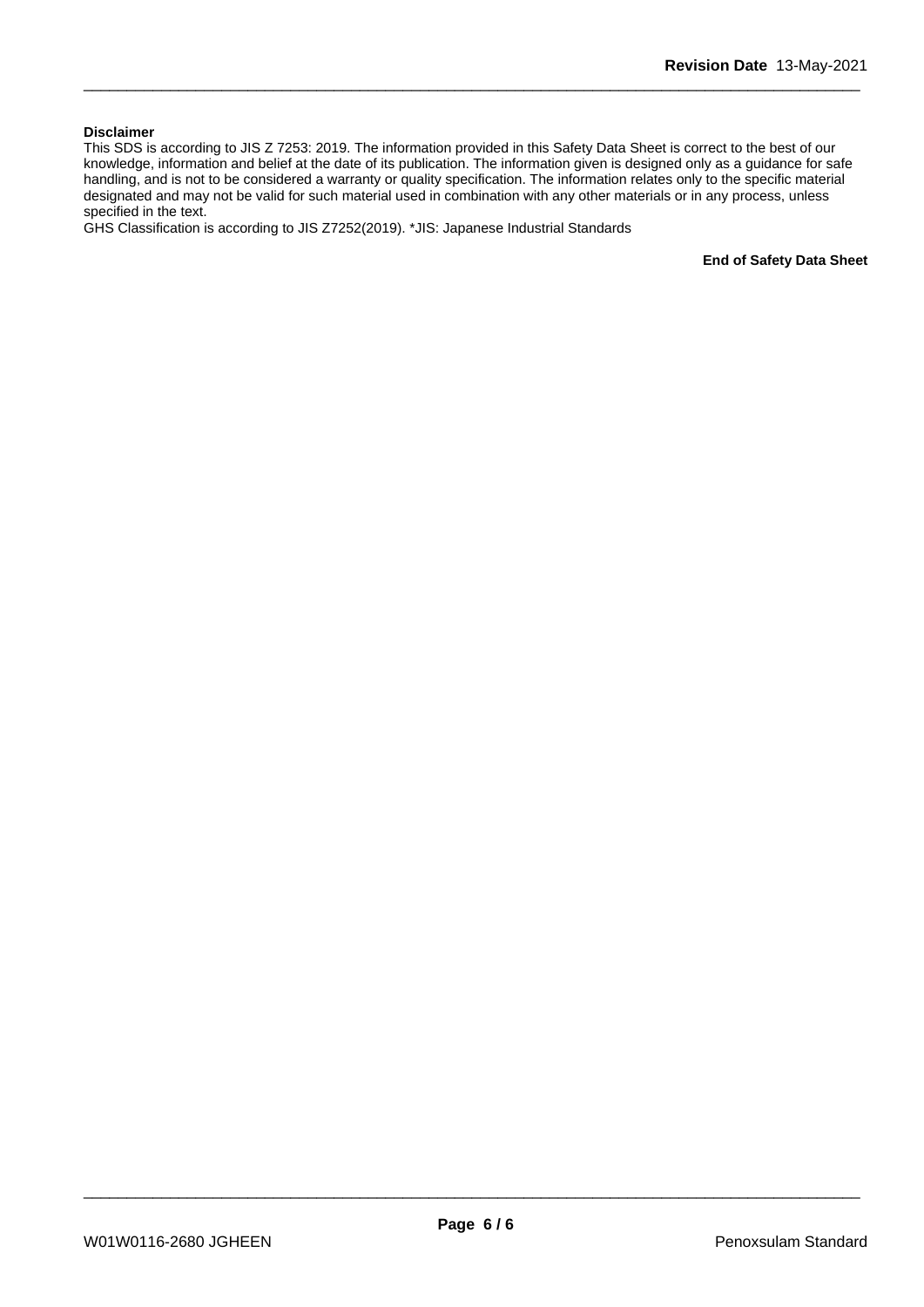**Disclaimer**

This SDS is according to JIS Z 7253: 2019. The information provided in this Safety Data Sheet is correct to the best of our knowledge, information and belief at the date of its publication. The information given is designed only as a guidance for safe handling, and is not to be considered a warranty or quality specification. The information relates only to the specific material designated and may not be valid for such material used in combination with any other materials or in any process, unless specified in the text.

GHS Classification is according to JIS Z7252(2019). *JIS: Japanese Industrial Standards

**End of Safety Data Sheet**